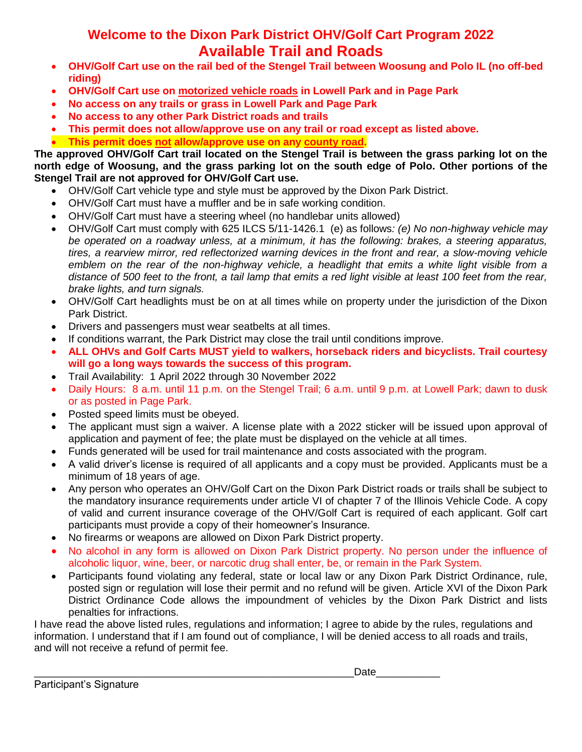# Welcome to the Dixon Park District OHV/Golf Cart Program 2022
## Available Trail and Roads

- **OHV/Golf Cart use on the rail bed of the Stengel Trail between Woosung and Polo IL (no off-bed riding)**
- **OHV/Golf Cart use on motorized vehicle roads in Lowell Park and in Page Park**
- **No access on any trails or grass in Lowell Park and Page Park**
- **No access to any other Park District roads and trails**
- **This permit does not allow/approve use on any trail or road except as listed above.**
- **This permit does not allow/approve use on any county road.**

**The approved OHV/Golf Cart trail located on the Stengel Trail is between the grass parking lot on the north edge of Woosung, and the grass parking lot on the south edge of Polo. Other portions of the Stengel Trail are not approved for OHV/Golf Cart use.**

- OHV/Golf Cart vehicle type and style must be approved by the Dixon Park District.
- OHV/Golf Cart must have a muffler and be in safe working condition.
- OHV/Golf Cart must have a steering wheel (no handlebar units allowed)
- OHV/Golf Cart must comply with 625 ILCS 5/11-1426.1 (e) as follows*: (e) No non-highway vehicle may be operated on a roadway unless, at a minimum, it has the following: brakes, a steering apparatus, tires, a rearview mirror, red reflectorized warning devices in the front and rear, a slow-moving vehicle emblem on the rear of the non-highway vehicle, a headlight that emits a white light visible from a distance of 500 feet to the front, a tail lamp that emits a red light visible at least 100 feet from the rear, brake lights, and turn signals.*
- OHV/Golf Cart headlights must be on at all times while on property under the jurisdiction of the Dixon Park District.
- Drivers and passengers must wear seatbelts at all times.
- If conditions warrant, the Park District may close the trail until conditions improve.
- **ALL OHVs and Golf Carts MUST yield to walkers, horseback riders and bicyclists. Trail courtesy will go a long ways towards the success of this program.**
- Trail Availability: 1 April 2022 through 30 November 2022
- Daily Hours: 8 a.m. until 11 p.m. on the Stengel Trail; 6 a.m. until 9 p.m. at Lowell Park; dawn to dusk or as posted in Page Park.
- Posted speed limits must be obeyed.
- The applicant must sign a waiver. A license plate with a 2022 sticker will be issued upon approval of application and payment of fee; the plate must be displayed on the vehicle at all times.
- Funds generated will be used for trail maintenance and costs associated with the program.
- A valid driver's license is required of all applicants and a copy must be provided. Applicants must be a minimum of 18 years of age.
- Any person who operates an OHV/Golf Cart on the Dixon Park District roads or trails shall be subject to the mandatory insurance requirements under article VI of chapter 7 of the Illinois Vehicle Code. A copy of valid and current insurance coverage of the OHV/Golf Cart is required of each applicant. Golf cart participants must provide a copy of their homeowner's Insurance.
- No firearms or weapons are allowed on Dixon Park District property.
- No alcohol in any form is allowed on Dixon Park District property. No person under the influence of alcoholic liquor, wine, beer, or narcotic drug shall enter, be, or remain in the Park System.
- Participants found violating any federal, state or local law or any Dixon Park District Ordinance, rule, posted sign or regulation will lose their permit and no refund will be given. Article XVI of the Dixon Park District Ordinance Code allows the impoundment of vehicles by the Dixon Park District and lists penalties for infractions.

I have read the above listed rules, regulations and information; I agree to abide by the rules, regulations and information. I understand that if I am found out of compliance, I will be denied access to all roads and trails, and will not receive a refund of permit fee.

_______________________________________________________ Date___________

Participant's Signature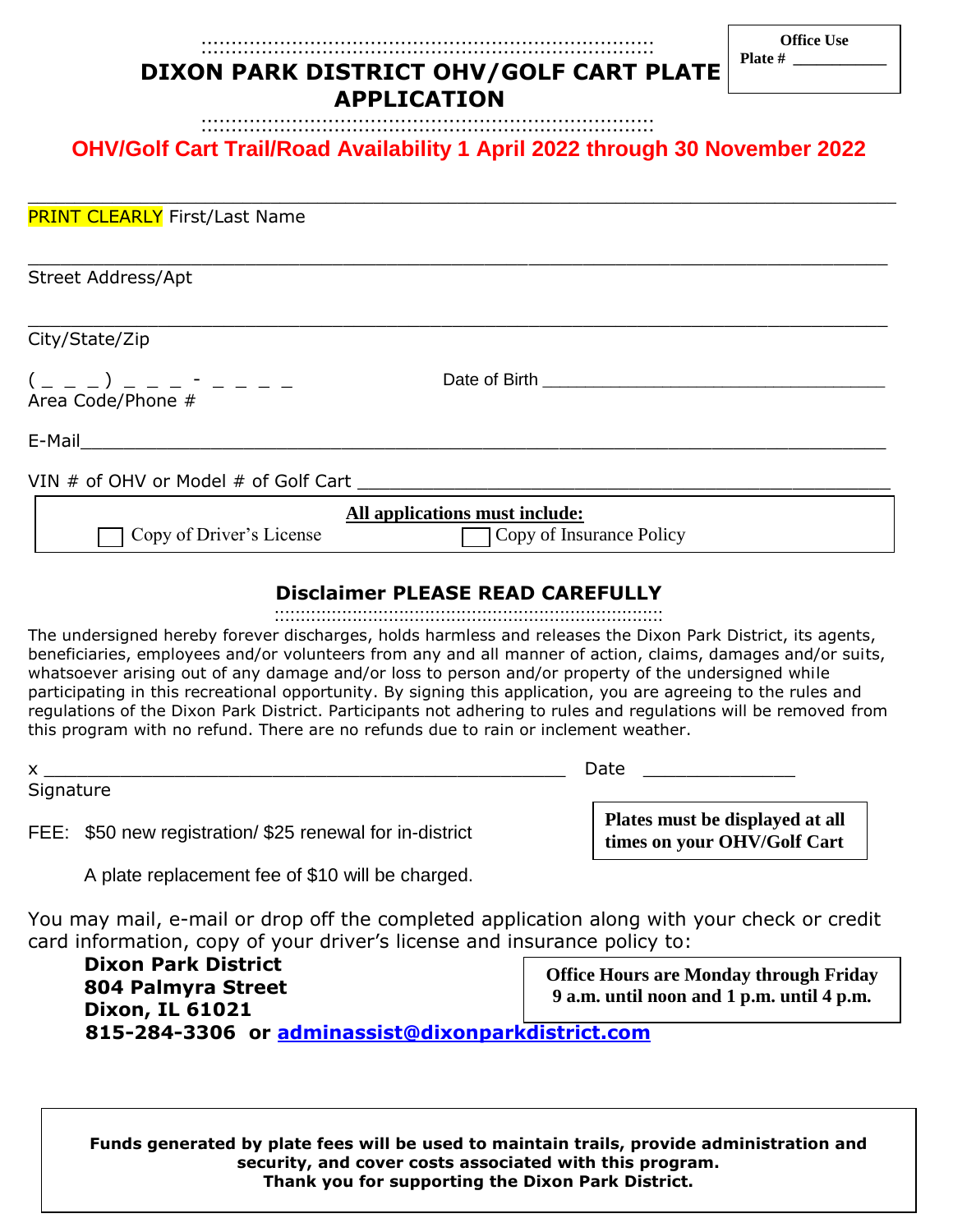Office Use
Plate # ___________

# DIXON PARK DISTRICT OHV/GOLF CART PLATE APPLICATION

**OHV/Golf Cart Trail/Road Availability 1 April 2022 through 30 November 2022**

_______________________________________________

PRINT CLEARLY First/Last Name

_______________________________________________

Street Address/Apt

_______________________________________________

City/State/Zip

( _ _ _ ) _ _ _ - _ _ _ _
Area Code/Phone #

Date of Birth ___________________________

E-Mail_______________________________________________

VIN # of OHV or Model # of Golf Cart ______________________________

**All applications must include:**

☐ Copy of Driver's License ☐ Copy of Insurance Policy

## Disclaimer PLEASE READ CAREFULLY

The undersigned hereby forever discharges, holds harmless and releases the Dixon Park District, its agents, beneficiaries, employees and/or volunteers from any and all manner of action, claims, damages and/or suits, whatsoever arising out of any damage and/or loss to person and/or property of the undersigned while participating in this recreational opportunity. By signing this application, you are agreeing to the rules and regulations of the Dixon Park District. Participants not adhering to rules and regulations will be removed from this program with no refund. There are no refunds due to rain or inclement weather.

x ___________________________________ Date ______________
Signature

FEE: $50 new registration/ $25 renewal for in-district

A plate replacement fee of $10 will be charged.

**Plates must be displayed at all times on your OHV/Golf Cart**

You may mail, e-mail or drop off the completed application along with your check or credit card information, copy of your driver's license and insurance policy to:

**Dixon Park District**
**804 Palmyra Street**
**Dixon, IL 61021**
**815-284-3306 or adminassist@dixonparkdistrict.com**

**Office Hours are Monday through Friday 9 a.m. until noon and 1 p.m. until 4 p.m.**

**Funds generated by plate fees will be used to maintain trails, provide administration and security, and cover costs associated with this program.**
**Thank you for supporting the Dixon Park District.**